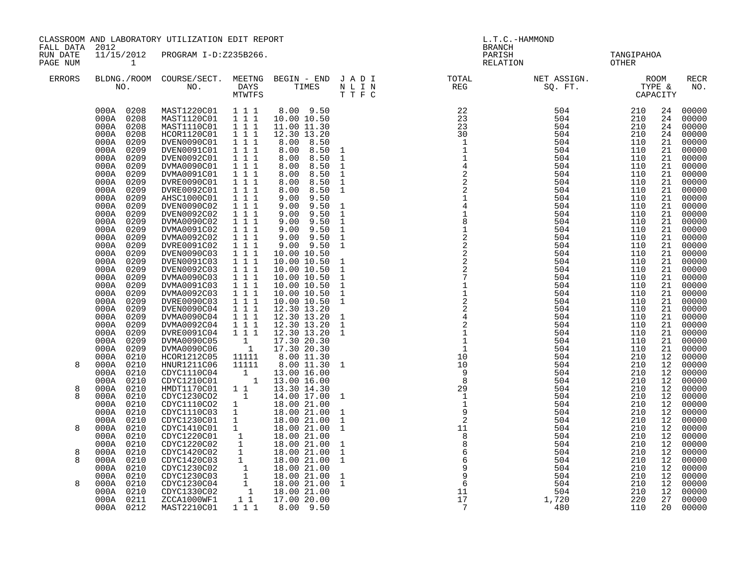CLASSROOM AND LABORATORY UTILIZATION EDIT REPORT
FALL DATA 2012
RUN DATE 11/15/2012 PROGRAM I-D:Z235B266.
PAGE NUM 1

L.T.C.-HAMMOND
BRANCH
PARISH TANGIPAHOA
RELATION OTHER

| ERRORS | BLDNG./ROOM NO. | COURSE/SECT. NO. | MEETNG DAYS MTWTFS | BEGIN - END TIMES | J A D I N L I N T T F C | TOTAL REG | NET ASSIGN. SQ. FT. | ROOM TYPE & CAPACITY | | RECR NO. |
|---|---|---|---|---|---|---|---|---|---|---|
| | 000A 0208 | MAST1220C01 | 1 1 1 | 8.00 9.50 | | 22 | 504 | 210 | 24 | 00000 |
| | 000A 0208 | MAST1120C01 | 1 1 1 | 10.00 10.50 | | 23 | 504 | 210 | 24 | 00000 |
| | 000A 0208 | MAST1110C01 | 1 1 1 | 11.00 11.30 | | 23 | 504 | 210 | 24 | 00000 |
| | 000A 0208 | HCOR1120C01 | 1 1 1 | 12.30 13.20 | | 30 | 504 | 210 | 24 | 00000 |
| | 000A 0209 | DVEN0090C01 | 1 1 1 | 8.00 8.50 | | 1 | 504 | 110 | 21 | 00000 |
| | 000A 0209 | DVEN0091C01 | 1 1 1 | 8.00 8.50 | 1 | 1 | 504 | 110 | 21 | 00000 |
| | 000A 0209 | DVEN0092C01 | 1 1 1 | 8.00 8.50 | 1 | 1 | 504 | 110 | 21 | 00000 |
| | 000A 0209 | DVMA0090C01 | 1 1 1 | 8.00 8.50 | 1 | 4 | 504 | 110 | 21 | 00000 |
| | 000A 0209 | DVMA0091C01 | 1 1 1 | 8.00 8.50 | 1 | 2 | 504 | 110 | 21 | 00000 |
| | 000A 0209 | DVRE0090C01 | 1 1 1 | 8.00 8.50 | 1 | 2 | 504 | 110 | 21 | 00000 |
| | 000A 0209 | DVRE0092C01 | 1 1 1 | 8.00 8.50 | 1 | 2 | 504 | 110 | 21 | 00000 |
| | 000A 0209 | AHSC1000C01 | 1 1 1 | 9.00 9.50 | | 1 | 504 | 110 | 21 | 00000 |
| | 000A 0209 | DVEN0090C02 | 1 1 1 | 9.00 9.50 | 1 | 4 | 504 | 110 | 21 | 00000 |
| | 000A 0209 | DVEN0092C02 | 1 1 1 | 9.00 9.50 | 1 | 1 | 504 | 110 | 21 | 00000 |
| | 000A 0209 | DVMA0090C02 | 1 1 1 | 9.00 9.50 | 1 | 8 | 504 | 110 | 21 | 00000 |
| | 000A 0209 | DVMA0091C02 | 1 1 1 | 9.00 9.50 | 1 | 1 | 504 | 110 | 21 | 00000 |
| | 000A 0209 | DVMA0092C02 | 1 1 1 | 9.00 9.50 | 1 | 2 | 504 | 110 | 21 | 00000 |
| | 000A 0209 | DVRE0091C02 | 1 1 1 | 9.00 9.50 | 1 | 2 | 504 | 110 | 21 | 00000 |
| | 000A 0209 | DVEN0090C03 | 1 1 1 | 10.00 10.50 | | 2 | 504 | 110 | 21 | 00000 |
| | 000A 0209 | DVEN0091C03 | 1 1 1 | 10.00 10.50 | 1 | 2 | 504 | 110 | 21 | 00000 |
| | 000A 0209 | DVEN0092C03 | 1 1 1 | 10.00 10.50 | 1 | 2 | 504 | 110 | 21 | 00000 |
| | 000A 0209 | DVMA0090C03 | 1 1 1 | 10.00 10.50 | 1 | 7 | 504 | 110 | 21 | 00000 |
| | 000A 0209 | DVMA0091C03 | 1 1 1 | 10.00 10.50 | 1 | 1 | 504 | 110 | 21 | 00000 |
| | 000A 0209 | DVMA0092C03 | 1 1 1 | 10.00 10.50 | 1 | 1 | 504 | 110 | 21 | 00000 |
| | 000A 0209 | DVRE0090C03 | 1 1 1 | 10.00 10.50 | 1 | 2 | 504 | 110 | 21 | 00000 |
| | 000A 0209 | DVEN0090C04 | 1 1 1 | 12.30 13.20 | | 2 | 504 | 110 | 21 | 00000 |
| | 000A 0209 | DVMA0090C04 | 1 1 1 | 12.30 13.20 | 1 | 4 | 504 | 110 | 21 | 00000 |
| | 000A 0209 | DVMA0092C04 | 1 1 1 | 12.30 13.20 | 1 | 2 | 504 | 110 | 21 | 00000 |
| | 000A 0209 | DVRE0091C04 | 1 1 1 | 12.30 13.20 | 1 | 1 | 504 | 110 | 21 | 00000 |
| | 000A 0209 | DVMA0090C05 | 1 | 17.30 20.30 | | 1 | 504 | 110 | 21 | 00000 |
| | 000A 0209 | DVMA0090C06 | 1 | 17.30 20.30 | | 1 | 504 | 110 | 21 | 00000 |
| | 000A 0210 | HCOR1212C05 | 11111 | 8.00 11.30 | | 10 | 504 | 210 | 12 | 00000 |
| 8 | 000A 0210 | HNUR1211C06 | 11111 | 8.00 11.30 | 1 | 10 | 504 | 210 | 12 | 00000 |
| | 000A 0210 | CDYC1110C04 | 1 | 13.00 16.00 | | 9 | 504 | 210 | 12 | 00000 |
| | 000A 0210 | CDYC1210C01 | 1 | 13.00 16.00 | | 8 | 504 | 210 | 12 | 00000 |
| 8 | 000A 0210 | HMDT1170C01 | 1 1 | 13.30 14.30 | | 29 | 504 | 210 | 12 | 00000 |
| 8 | 000A 0210 | CDYC1230C02 | 1 | 14.00 17.00 | 1 | 1 | 504 | 210 | 12 | 00000 |
| | 000A 0210 | CDYC1110C02 | 1 | 18.00 21.00 | | 1 | 504 | 210 | 12 | 00000 |
| | 000A 0210 | CDYC1110C03 | 1 | 18.00 21.00 | 1 | 9 | 504 | 210 | 12 | 00000 |
| | 000A 0210 | CDYC1230C01 | 1 | 18.00 21.00 | 1 | 2 | 504 | 210 | 12 | 00000 |
| 8 | 000A 0210 | CDYC1410C01 | 1 | 18.00 21.00 | 1 | 11 | 504 | 210 | 12 | 00000 |
| | 000A 0210 | CDYC1220C01 | 1 | 18.00 21.00 | | 8 | 504 | 210 | 12 | 00000 |
| | 000A 0210 | CDYC1220C02 | 1 | 18.00 21.00 | 1 | 8 | 504 | 210 | 12 | 00000 |
| 8 | 000A 0210 | CDYC1420C02 | 1 | 18.00 21.00 | 1 | 6 | 504 | 210 | 12 | 00000 |
| 8 | 000A 0210 | CDYC1420C03 | 1 | 18.00 21.00 | 1 | 6 | 504 | 210 | 12 | 00000 |
| | 000A 0210 | CDYC1230C02 | 1 | 18.00 21.00 | | 9 | 504 | 210 | 12 | 00000 |
| | 000A 0210 | CDYC1230C03 | 1 | 18.00 21.00 | 1 | 9 | 504 | 210 | 12 | 00000 |
| 8 | 000A 0210 | CDYC1230C04 | 1 | 18.00 21.00 | 1 | 6 | 504 | 210 | 12 | 00000 |
| | 000A 0210 | CDYC1330C02 | 1 | 18.00 21.00 | | 11 | 504 | 210 | 12 | 00000 |
| | 000A 0211 | ZCCA1000WF1 | 1 1 | 17.00 20.00 | | 17 | 1,720 | 220 | 27 | 00000 |
| | 000A 0212 | MAST2210C01 | 1 1 1 | 8.00 9.50 | | 7 | 480 | 110 | 20 | 00000 |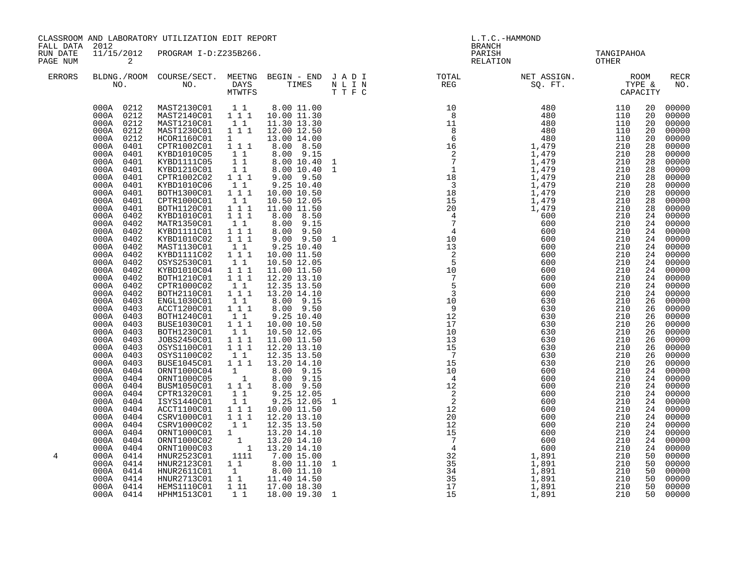CLASSROOM AND LABORATORY UTILIZATION EDIT REPORT
FALL DATA 2012
RUN DATE 11/15/2012 PROGRAM I-D:Z235B266.

L.T.C.-HAMMOND
BRANCH
PARISH TANGIPAHOA
RELATION OTHER

| ERRORS | BLDNG./ROOM NO. | COURSE/SECT. NO. | MEETNG DAYS MTWTFS | BEGIN - END TIMES | J A D I N L I N T T F C | TOTAL REG | NET ASSIGN. SQ. FT. | ROOM TYPE & | CAPACITY | RECR NO. |
|---|---|---|---|---|---|---|---|---|---|---|
| | 000A 0212 | MAST2130C01 | 1 1 | 8.00 11.00 | | 10 | 480 | 110 | 20 | 00000 |
| | 000A 0212 | MAST2140C01 | 1 1 1 | 10.00 11.30 | | 8 | 480 | 110 | 20 | 00000 |
| | 000A 0212 | MAST1210C01 | 1 1 | 11.30 13.30 | | 11 | 480 | 110 | 20 | 00000 |
| | 000A 0212 | MAST1230C01 | 1 1 1 | 12.00 12.50 | | 8 | 480 | 110 | 20 | 00000 |
| | 000A 0212 | HCOR1160C01 | 1 | 13.00 14.00 | | 6 | 480 | 110 | 20 | 00000 |
| | 000A 0401 | CPTR1002C01 | 1 1 1 | 8.00 8.50 | | 16 | 1,479 | 210 | 28 | 00000 |
| | 000A 0401 | KYBD1010C05 | 1 1 | 8.00 9.15 | | 2 | 1,479 | 210 | 28 | 00000 |
| | 000A 0401 | KYBD1111C05 | 1 1 | 8.00 10.40 | 1 | 7 | 1,479 | 210 | 28 | 00000 |
| | 000A 0401 | KYBD1210C01 | 1 1 | 8.00 10.40 | 1 | 1 | 1,479 | 210 | 28 | 00000 |
| | 000A 0401 | CPTR1002C02 | 1 1 1 | 9.00 9.50 | | 18 | 1,479 | 210 | 28 | 00000 |
| | 000A 0401 | KYBD1010C06 | 1 1 | 9.25 10.40 | | 3 | 1,479 | 210 | 28 | 00000 |
| | 000A 0401 | BOTH1300C01 | 1 1 1 | 10.00 10.50 | | 18 | 1,479 | 210 | 28 | 00000 |
| | 000A 0401 | CPTR1000C01 | 1 1 | 10.50 12.05 | | 15 | 1,479 | 210 | 28 | 00000 |
| | 000A 0401 | BOTH1120C01 | 1 1 1 | 11.00 11.50 | | 20 | 1,479 | 210 | 28 | 00000 |
| | 000A 0402 | KYBD1010C01 | 1 1 1 | 8.00 8.50 | | 4 | 600 | 210 | 24 | 00000 |
| | 000A 0402 | MATR1350C01 | 1 1 | 8.00 9.15 | | 7 | 600 | 210 | 24 | 00000 |
| | 000A 0402 | KYBD1111C01 | 1 1 1 | 8.00 9.50 | | 4 | 600 | 210 | 24 | 00000 |
| | 000A 0402 | KYBD1010C02 | 1 1 1 | 9.00 9.50 | 1 | 10 | 600 | 210 | 24 | 00000 |
| | 000A 0402 | MAST1130C01 | 1 1 | 9.25 10.40 | | 13 | 600 | 210 | 24 | 00000 |
| | 000A 0402 | KYBD1111C02 | 1 1 1 | 10.00 11.50 | | 2 | 600 | 210 | 24 | 00000 |
| | 000A 0402 | OSYS2530C01 | 1 1 | 10.50 12.05 | | 5 | 600 | 210 | 24 | 00000 |
| | 000A 0402 | KYBD1010C04 | 1 1 1 | 11.00 11.50 | | 10 | 600 | 210 | 24 | 00000 |
| | 000A 0402 | BOTH1210C01 | 1 1 1 | 12.20 13.10 | | 7 | 600 | 210 | 24 | 00000 |
| | 000A 0402 | CPTR1000C02 | 1 1 | 12.35 13.50 | | 5 | 600 | 210 | 24 | 00000 |
| | 000A 0402 | BOTH2110C01 | 1 1 1 | 13.20 14.10 | | 3 | 600 | 210 | 24 | 00000 |
| | 000A 0403 | ENGL1030C01 | 1 1 | 8.00 9.15 | | 10 | 630 | 210 | 26 | 00000 |
| | 000A 0403 | ACCT1200C01 | 1 1 1 | 8.00 9.50 | | 9 | 630 | 210 | 26 | 00000 |
| | 000A 0403 | BOTH1240C01 | 1 1 | 9.25 10.40 | | 12 | 630 | 210 | 26 | 00000 |
| | 000A 0403 | BUSE1030C01 | 1 1 1 | 10.00 10.50 | | 17 | 630 | 210 | 26 | 00000 |
| | 000A 0403 | BOTH1230C01 | 1 1 | 10.50 12.05 | | 10 | 630 | 210 | 26 | 00000 |
| | 000A 0403 | JOBS2450C01 | 1 1 1 | 11.00 11.50 | | 13 | 630 | 210 | 26 | 00000 |
| | 000A 0403 | OSYS1100C01 | 1 1 1 | 12.20 13.10 | | 15 | 630 | 210 | 26 | 00000 |
| | 000A 0403 | OSYS1100C02 | 1 1 | 12.35 13.50 | | 7 | 630 | 210 | 26 | 00000 |
| | 000A 0403 | BUSE1045C01 | 1 1 1 | 13.20 14.10 | | 15 | 630 | 210 | 26 | 00000 |
| | 000A 0404 | ORNT1000C04 | 1 | 8.00 9.15 | | 10 | 600 | 210 | 24 | 00000 |
| | 000A 0404 | ORNT1000C05 | 1 | 8.00 9.15 | | 4 | 600 | 210 | 24 | 00000 |
| | 000A 0404 | BUSM1050C01 | 1 1 1 | 8.00 9.50 | | 12 | 600 | 210 | 24 | 00000 |
| | 000A 0404 | CPTR1320C01 | 1 1 | 9.25 12.05 | | 2 | 600 | 210 | 24 | 00000 |
| | 000A 0404 | ISYS1440C01 | 1 1 | 9.25 12.05 | 1 | 2 | 600 | 210 | 24 | 00000 |
| | 000A 0404 | ACCT1100C01 | 1 1 1 | 10.00 11.50 | | 12 | 600 | 210 | 24 | 00000 |
| | 000A 0404 | CSRV1000C01 | 1 1 1 | 12.20 13.10 | | 20 | 600 | 210 | 24 | 00000 |
| | 000A 0404 | CSRV1000C02 | 1 1 | 12.35 13.50 | | 12 | 600 | 210 | 24 | 00000 |
| | 000A 0404 | ORNT1000C01 | 1 | 13.20 14.10 | | 15 | 600 | 210 | 24 | 00000 |
| | 000A 0404 | ORNT1000C02 | 1 | 13.20 14.10 | | 7 | 600 | 210 | 24 | 00000 |
| | 000A 0404 | ORNT1000C03 | 1 | 13.20 14.10 | | 4 | 600 | 210 | 24 | 00000 |
| 4 | 000A 0414 | HNUR2523C01 | 1111 | 7.00 15.00 | | 32 | 1,891 | 210 | 50 | 00000 |
| | 000A 0414 | HNUR2123C01 | 1 1 | 8.00 11.10 | 1 | 35 | 1,891 | 210 | 50 | 00000 |
| | 000A 0414 | HNUR2611C01 | 1 | 8.00 11.10 | | 34 | 1,891 | 210 | 50 | 00000 |
| | 000A 0414 | HNUR2713C01 | 1 1 | 11.40 14.50 | | 35 | 1,891 | 210 | 50 | 00000 |
| | 000A 0414 | HEMS1110C01 | 1 11 | 17.00 18.30 | | 17 | 1,891 | 210 | 50 | 00000 |
| | 000A 0414 | HPHM1513C01 | 1 1 | 18.00 19.30 | 1 | 15 | 1,891 | 210 | 50 | 00000 |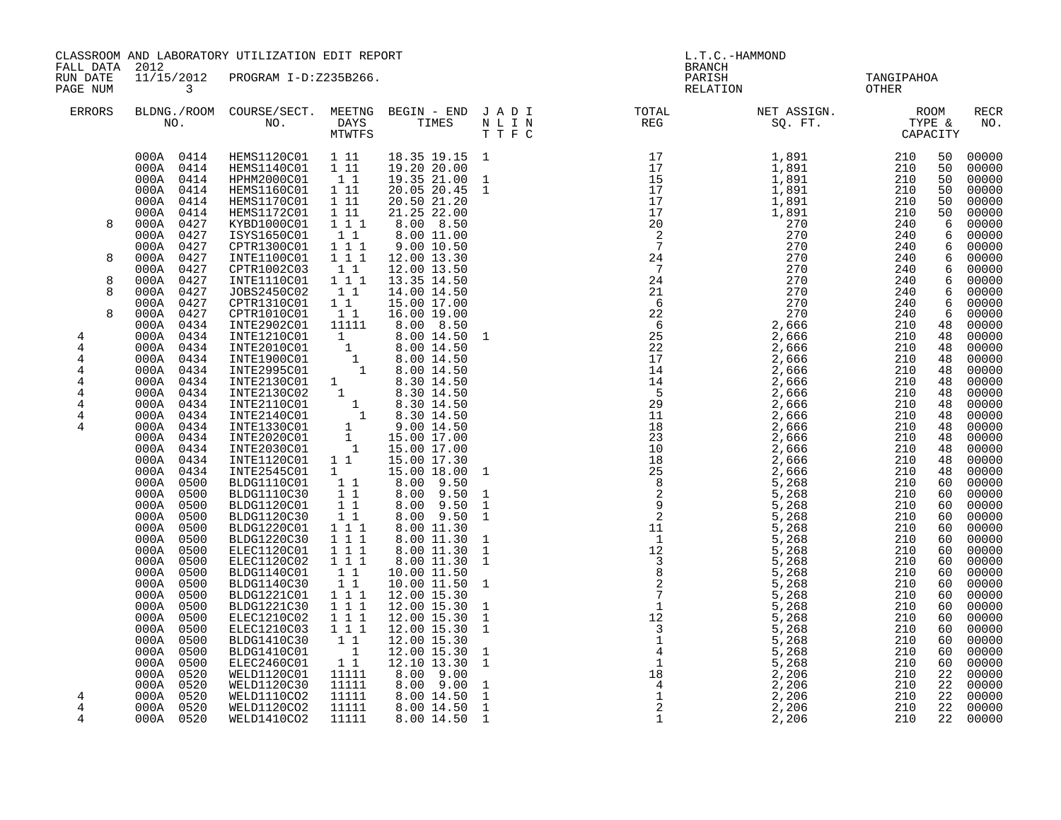CLASSROOM AND LABORATORY UTILIZATION EDIT REPORT
FALL DATA 2012
RUN DATE 11/15/2012 PROGRAM I-D:Z235B266.
PAGE NUM 3

L.T.C.-HAMMOND
BRANCH
PARISH TANGIPAHOA
RELATION OTHER

| ERRORS | BLDNG./ROOM NO. | COURSE/SECT. NO. | MEETNG DAYS MTWTFS | BEGIN - END TIMES | J A D I N L I N T T F C | TOTAL REG | NET ASSIGN. SQ. FT. | ROOM TYPE & | CAPACITY | RECR NO. |
|---|---|---|---|---|---|---|---|---|---|---|
| | 000A 0414 | HEMS1120C01 | 1 11 | 18.35 19.15 | 1 | 17 | 1,891 | 210 | 50 | 00000 |
| | 000A 0414 | HEMS1140C01 | 1 11 | 19.20 20.00 | | 17 | 1,891 | 210 | 50 | 00000 |
| | 000A 0414 | HPHM2000C01 | 1 1 | 19.35 21.00 | 1 | 15 | 1,891 | 210 | 50 | 00000 |
| | 000A 0414 | HEMS1160C01 | 1 11 | 20.05 20.45 | 1 | 17 | 1,891 | 210 | 50 | 00000 |
| | 000A 0414 | HEMS1170C01 | 1 11 | 20.50 21.20 | | 17 | 1,891 | 210 | 50 | 00000 |
| | 000A 0414 | HEMS1172C01 | 1 11 | 21.25 22.00 | | 17 | 1,891 | 210 | 50 | 00000 |
| 8 | 000A 0427 | KYBD1000C01 | 1 1 1 | 8.00 8.50 | | 20 | 270 | 240 | 6 | 00000 |
| | 000A 0427 | ISYS1650C01 | 1 1 | 8.00 11.00 | | 2 | 270 | 240 | 6 | 00000 |
| | 000A 0427 | CPTR1300C01 | 1 1 1 | 9.00 10.50 | | 7 | 270 | 240 | 6 | 00000 |
| 8 | 000A 0427 | INTE1100C01 | 1 1 1 | 12.00 13.30 | | 24 | 270 | 240 | 6 | 00000 |
| | 000A 0427 | CPTR1002C03 | 1 1 | 12.00 13.50 | | 7 | 270 | 240 | 6 | 00000 |
| 8 | 000A 0427 | INTE1110C01 | 1 1 1 | 13.35 14.50 | | 24 | 270 | 240 | 6 | 00000 |
| 8 | 000A 0427 | JOBS2450C02 | 1 1 | 14.00 14.50 | | 21 | 270 | 240 | 6 | 00000 |
| | 000A 0427 | CPTR1310C01 | 1 1 | 15.00 17.00 | | 6 | 270 | 240 | 6 | 00000 |
| 8 | 000A 0427 | CPTR1010C01 | 1 1 | 16.00 19.00 | | 22 | 270 | 240 | 6 | 00000 |
| | 000A 0434 | INTE2902C01 | 11111 | 8.00 8.50 | | 6 | 2,666 | 210 | 48 | 00000 |
| 4 | 000A 0434 | INTE1210C01 | 1 | 8.00 14.50 | 1 | 25 | 2,666 | 210 | 48 | 00000 |
| 4 | 000A 0434 | INTE2010C01 | 1 | 8.00 14.50 | | 22 | 2,666 | 210 | 48 | 00000 |
| 4 | 000A 0434 | INTE1900C01 | 1 | 8.00 14.50 | | 17 | 2,666 | 210 | 48 | 00000 |
| 4 | 000A 0434 | INTE2995C01 | 1 | 8.00 14.50 | | 14 | 2,666 | 210 | 48 | 00000 |
| 4 | 000A 0434 | INTE2130C01 | 1 | 8.30 14.50 | | 14 | 2,666 | 210 | 48 | 00000 |
| 4 | 000A 0434 | INTE2130C02 | 1 | 8.30 14.50 | | 5 | 2,666 | 210 | 48 | 00000 |
| 4 | 000A 0434 | INTE2110C01 | 1 | 8.30 14.50 | | 29 | 2,666 | 210 | 48 | 00000 |
| 4 | 000A 0434 | INTE2140C01 | 1 | 8.30 14.50 | | 11 | 2,666 | 210 | 48 | 00000 |
| 4 | 000A 0434 | INTE1330C01 | 1 | 9.00 14.50 | | 18 | 2,666 | 210 | 48 | 00000 |
| | 000A 0434 | INTE2020C01 | 1 | 15.00 17.00 | | 23 | 2,666 | 210 | 48 | 00000 |
| | 000A 0434 | INTE2030C01 | 1 | 15.00 17.00 | | 10 | 2,666 | 210 | 48 | 00000 |
| | 000A 0434 | INTE1120C01 | 1 1 | 15.00 17.30 | | 18 | 2,666 | 210 | 48 | 00000 |
| | 000A 0434 | INTE2545C01 | 1 | 15.00 18.00 | 1 | 25 | 2,666 | 210 | 48 | 00000 |
| | 000A 0500 | BLDG1110C01 | 1 1 | 8.00 9.50 | | 8 | 5,268 | 210 | 60 | 00000 |
| | 000A 0500 | BLDG1110C30 | 1 1 | 8.00 9.50 | 1 | 2 | 5,268 | 210 | 60 | 00000 |
| | 000A 0500 | BLDG1120C01 | 1 1 | 8.00 9.50 | 1 | 9 | 5,268 | 210 | 60 | 00000 |
| | 000A 0500 | BLDG1120C30 | 1 1 | 8.00 9.50 | 1 | 2 | 5,268 | 210 | 60 | 00000 |
| | 000A 0500 | BLDG1220C01 | 1 1 1 | 8.00 11.30 | | 11 | 5,268 | 210 | 60 | 00000 |
| | 000A 0500 | BLDG1220C30 | 1 1 1 | 8.00 11.30 | 1 | 1 | 5,268 | 210 | 60 | 00000 |
| | 000A 0500 | ELEC1120C01 | 1 1 1 | 8.00 11.30 | 1 | 12 | 5,268 | 210 | 60 | 00000 |
| | 000A 0500 | ELEC1120C02 | 1 1 1 | 8.00 11.30 | 1 | 3 | 5,268 | 210 | 60 | 00000 |
| | 000A 0500 | BLDG1140C01 | 1 1 | 10.00 11.50 | | 8 | 5,268 | 210 | 60 | 00000 |
| | 000A 0500 | BLDG1140C30 | 1 1 | 10.00 11.50 | 1 | 2 | 5,268 | 210 | 60 | 00000 |
| | 000A 0500 | BLDG1221C01 | 1 1 1 | 12.00 15.30 | | 7 | 5,268 | 210 | 60 | 00000 |
| | 000A 0500 | BLDG1221C30 | 1 1 1 | 12.00 15.30 | 1 | 1 | 5,268 | 210 | 60 | 00000 |
| | 000A 0500 | ELEC1210C02 | 1 1 1 | 12.00 15.30 | 1 | 12 | 5,268 | 210 | 60 | 00000 |
| | 000A 0500 | ELEC1210C03 | 1 1 1 | 12.00 15.30 | 1 | 3 | 5,268 | 210 | 60 | 00000 |
| | 000A 0500 | BLDG1410C30 | 1 1 | 12.00 15.30 | | 1 | 5,268 | 210 | 60 | 00000 |
| | 000A 0500 | BLDG1410C01 | 1 | 12.00 15.30 | 1 | 4 | 5,268 | 210 | 60 | 00000 |
| | 000A 0500 | ELEC2460C01 | 1 1 | 12.10 13.30 | 1 | 1 | 5,268 | 210 | 60 | 00000 |
| | 000A 0520 | WELD1120C01 | 11111 | 8.00 9.00 | | 18 | 2,206 | 210 | 22 | 00000 |
| | 000A 0520 | WELD1120C30 | 11111 | 8.00 9.00 | 1 | 4 | 2,206 | 210 | 22 | 00000 |
| 4 | 000A 0520 | WELD1110CO2 | 11111 | 8.00 14.50 | 1 | 1 | 2,206 | 210 | 22 | 00000 |
| 4 | 000A 0520 | WELD1120CO2 | 11111 | 8.00 14.50 | 1 | 2 | 2,206 | 210 | 22 | 00000 |
| 4 | 000A 0520 | WELD1410CO2 | 11111 | 8.00 14.50 | 1 | 1 | 2,206 | 210 | 22 | 00000 |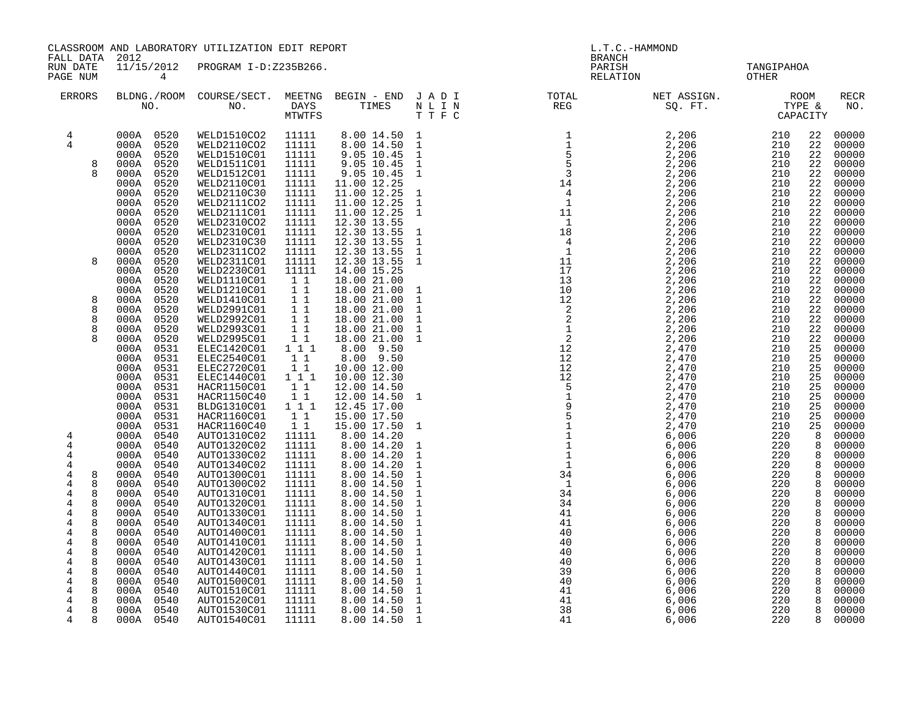CLASSROOM AND LABORATORY UTILIZATION EDIT REPORT
FALL DATA 2012
RUN DATE 11/15/2012 PROGRAM I-D:Z235B266.
PAGE NUM 4

L.T.C.-HAMMOND
BRANCH
PARISH TANGIPAHOA
RELATION OTHER

| ERRORS | | BLDNG./ROOM NO. | COURSE/SECT. NO. | MEETNG DAYS MTWTFS | BEGIN - END TIMES | J A D I N L I N T T F C | TOTAL REG | NET ASSIGN. SQ. FT. | ROOM TYPE & CAPACITY | | RECR NO. |
|---|---|---|---|---|---|---|---|---|---|---|---|
| 4 | | 000A 0520 | WELD1510CO2 | 11111 | 8.00 14.50 | 1 | 1 | 2,206 | 210 | 22 | 00000 |
| 4 | | 000A 0520 | WELD2110CO2 | 11111 | 8.00 14.50 | 1 | 1 | 2,206 | 210 | 22 | 00000 |
| | | 000A 0520 | WELD1510C01 | 11111 | 9.05 10.45 | 1 | 5 | 2,206 | 210 | 22 | 00000 |
| | 8 | 000A 0520 | WELD1511C01 | 11111 | 9.05 10.45 | 1 | 5 | 2,206 | 210 | 22 | 00000 |
| | 8 | 000A 0520 | WELD1512C01 | 11111 | 9.05 10.45 | 1 | 3 | 2,206 | 210 | 22 | 00000 |
| | | 000A 0520 | WELD2110C01 | 11111 | 11.00 12.25 | | 14 | 2,206 | 210 | 22 | 00000 |
| | | 000A 0520 | WELD2110C30 | 11111 | 11.00 12.25 | 1 | 4 | 2,206 | 210 | 22 | 00000 |
| | | 000A 0520 | WELD2111CO2 | 11111 | 11.00 12.25 | 1 | 1 | 2,206 | 210 | 22 | 00000 |
| | | 000A 0520 | WELD2111C01 | 11111 | 11.00 12.25 | 1 | 11 | 2,206 | 210 | 22 | 00000 |
| | | 000A 0520 | WELD2310CO2 | 11111 | 12.30 13.55 | | 1 | 2,206 | 210 | 22 | 00000 |
| | | 000A 0520 | WELD2310C01 | 11111 | 12.30 13.55 | 1 | 18 | 2,206 | 210 | 22 | 00000 |
| | | 000A 0520 | WELD2310C30 | 11111 | 12.30 13.55 | 1 | 4 | 2,206 | 210 | 22 | 00000 |
| | | 000A 0520 | WELD2311CO2 | 11111 | 12.30 13.55 | 1 | 1 | 2,206 | 210 | 22 | 00000 |
| | 8 | 000A 0520 | WELD2311C01 | 11111 | 12.30 13.55 | 1 | 11 | 2,206 | 210 | 22 | 00000 |
| | | 000A 0520 | WELD2230C01 | 11111 | 14.00 15.25 | | 17 | 2,206 | 210 | 22 | 00000 |
| | | 000A 0520 | WELD1110C01 | 1 1 | 18.00 21.00 | | 13 | 2,206 | 210 | 22 | 00000 |
| | | 000A 0520 | WELD1210C01 | 1 1 | 18.00 21.00 | 1 | 10 | 2,206 | 210 | 22 | 00000 |
| | 8 | 000A 0520 | WELD1410C01 | 1 1 | 18.00 21.00 | 1 | 12 | 2,206 | 210 | 22 | 00000 |
| | 8 | 000A 0520 | WELD2991C01 | 1 1 | 18.00 21.00 | 1 | 2 | 2,206 | 210 | 22 | 00000 |
| | 8 | 000A 0520 | WELD2992C01 | 1 1 | 18.00 21.00 | 1 | 2 | 2,206 | 210 | 22 | 00000 |
| | 8 | 000A 0520 | WELD2993C01 | 1 1 | 18.00 21.00 | 1 | 1 | 2,206 | 210 | 22 | 00000 |
| | 8 | 000A 0520 | WELD2995C01 | 1 1 | 18.00 21.00 | 1 | 2 | 2,206 | 210 | 22 | 00000 |
| | | 000A 0531 | ELEC1420C01 | 1 1 1 | 8.00 9.50 | | 12 | 2,470 | 210 | 25 | 00000 |
| | | 000A 0531 | ELEC2540C01 | 1 1 | 8.00 9.50 | | 12 | 2,470 | 210 | 25 | 00000 |
| | | 000A 0531 | ELEC2720C01 | 1 1 | 10.00 12.00 | | 12 | 2,470 | 210 | 25 | 00000 |
| | | 000A 0531 | ELEC1440C01 | 1 1 1 | 10.00 12.30 | | 12 | 2,470 | 210 | 25 | 00000 |
| | | 000A 0531 | HACR1150C01 | 1 1 | 12.00 14.50 | | 5 | 2,470 | 210 | 25 | 00000 |
| | | 000A 0531 | HACR1150C40 | 1 1 | 12.00 14.50 | 1 | 1 | 2,470 | 210 | 25 | 00000 |
| | | 000A 0531 | BLDG1310C01 | 1 1 1 | 12.45 17.00 | | 9 | 2,470 | 210 | 25 | 00000 |
| | | 000A 0531 | HACR1160C01 | 1 1 | 15.00 17.50 | | 5 | 2,470 | 210 | 25 | 00000 |
| | | 000A 0531 | HACR1160C40 | 1 1 | 15.00 17.50 | 1 | 1 | 2,470 | 210 | 25 | 00000 |
| 4 | | 000A 0540 | AUTO1310CO2 | 11111 | 8.00 14.20 | | 1 | 6,006 | 220 | 8 | 00000 |
| 4 | | 000A 0540 | AUTO1320CO2 | 11111 | 8.00 14.20 | 1 | 1 | 6,006 | 220 | 8 | 00000 |
| 4 | | 000A 0540 | AUTO1330CO2 | 11111 | 8.00 14.20 | 1 | 1 | 6,006 | 220 | 8 | 00000 |
| 4 | | 000A 0540 | AUTO1340CO2 | 11111 | 8.00 14.20 | 1 | 1 | 6,006 | 220 | 8 | 00000 |
| 4 | 8 | 000A 0540 | AUTO1300C01 | 11111 | 8.00 14.50 | 1 | 34 | 6,006 | 220 | 8 | 00000 |
| 4 | 8 | 000A 0540 | AUTO1300CO2 | 11111 | 8.00 14.50 | 1 | 1 | 6,006 | 220 | 8 | 00000 |
| 4 | 8 | 000A 0540 | AUTO1310C01 | 11111 | 8.00 14.50 | 1 | 34 | 6,006 | 220 | 8 | 00000 |
| 4 | 8 | 000A 0540 | AUTO1320C01 | 11111 | 8.00 14.50 | 1 | 34 | 6,006 | 220 | 8 | 00000 |
| 4 | 8 | 000A 0540 | AUTO1330C01 | 11111 | 8.00 14.50 | 1 | 41 | 6,006 | 220 | 8 | 00000 |
| 4 | 8 | 000A 0540 | AUTO1340C01 | 11111 | 8.00 14.50 | 1 | 41 | 6,006 | 220 | 8 | 00000 |
| 4 | 8 | 000A 0540 | AUTO1400C01 | 11111 | 8.00 14.50 | 1 | 40 | 6,006 | 220 | 8 | 00000 |
| 4 | 8 | 000A 0540 | AUTO1410C01 | 11111 | 8.00 14.50 | 1 | 40 | 6,006 | 220 | 8 | 00000 |
| 4 | 8 | 000A 0540 | AUTO1420C01 | 11111 | 8.00 14.50 | 1 | 40 | 6,006 | 220 | 8 | 00000 |
| 4 | 8 | 000A 0540 | AUTO1430C01 | 11111 | 8.00 14.50 | 1 | 40 | 6,006 | 220 | 8 | 00000 |
| 4 | 8 | 000A 0540 | AUTO1440C01 | 11111 | 8.00 14.50 | 1 | 39 | 6,006 | 220 | 8 | 00000 |
| 4 | 8 | 000A 0540 | AUTO1500C01 | 11111 | 8.00 14.50 | 1 | 40 | 6,006 | 220 | 8 | 00000 |
| 4 | 8 | 000A 0540 | AUTO1510C01 | 11111 | 8.00 14.50 | 1 | 41 | 6,006 | 220 | 8 | 00000 |
| 4 | 8 | 000A 0540 | AUTO1520C01 | 11111 | 8.00 14.50 | 1 | 41 | 6,006 | 220 | 8 | 00000 |
| 4 | 8 | 000A 0540 | AUTO1530C01 | 11111 | 8.00 14.50 | 1 | 38 | 6,006 | 220 | 8 | 00000 |
| 4 | 8 | 000A 0540 | AUTO1540C01 | 11111 | 8.00 14.50 | 1 | 41 | 6,006 | 220 | 8 | 00000 |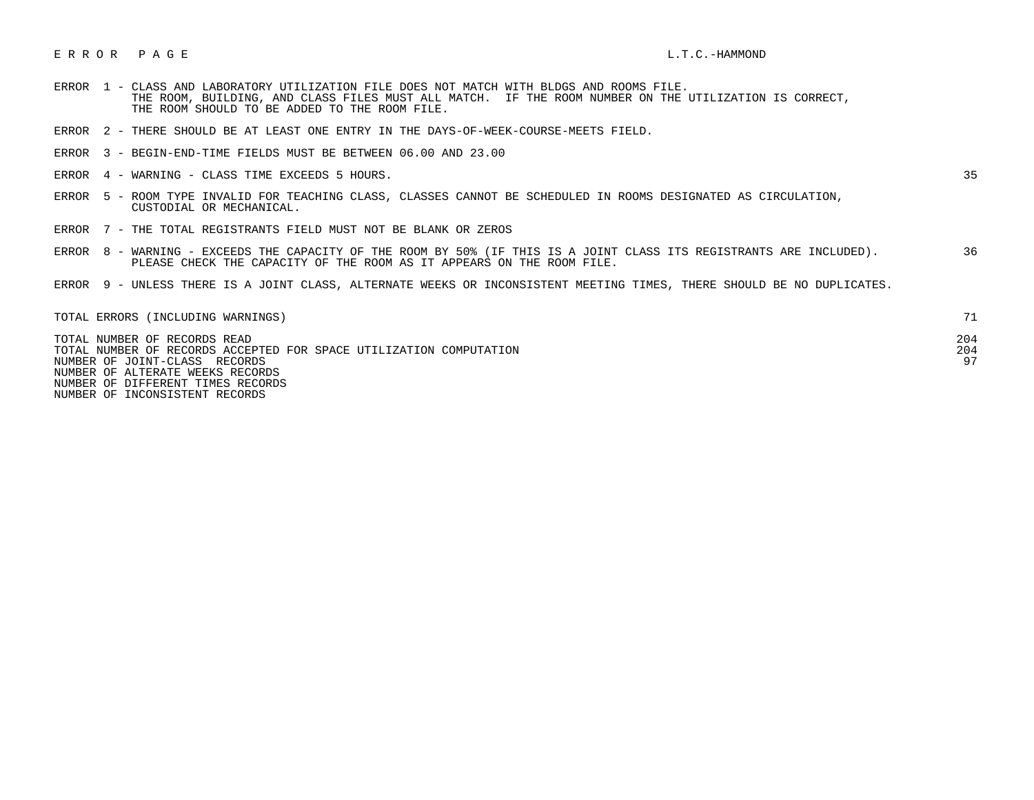E R R O R   P A G E                                                                                    L.T.C.-HAMMOND

| Error | Description | Count |
| --- | --- | --- |
| ERROR 1 | CLASS AND LABORATORY UTILIZATION FILE DOES NOT MATCH WITH BLDGS AND ROOMS FILE. THE ROOM, BUILDING, AND CLASS FILES MUST ALL MATCH. IF THE ROOM NUMBER ON THE UTILIZATION IS CORRECT, THE ROOM SHOULD TO BE ADDED TO THE ROOM FILE. | |
| ERROR 2 | THERE SHOULD BE AT LEAST ONE ENTRY IN THE DAYS-OF-WEEK-COURSE-MEETS FIELD. | |
| ERROR 3 | BEGIN-END-TIME FIELDS MUST BE BETWEEN 06.00 AND 23.00 | |
| ERROR 4 | WARNING - CLASS TIME EXCEEDS 5 HOURS. | 35 |
| ERROR 5 | ROOM TYPE INVALID FOR TEACHING CLASS, CLASSES CANNOT BE SCHEDULED IN ROOMS DESIGNATED AS CIRCULATION, CUSTODIAL OR MECHANICAL. | |
| ERROR 7 | THE TOTAL REGISTRANTS FIELD MUST NOT BE BLANK OR ZEROS | |
| ERROR 8 | WARNING - EXCEEDS THE CAPACITY OF THE ROOM BY 50% (IF THIS IS A JOINT CLASS ITS REGISTRANTS ARE INCLUDED). PLEASE CHECK THE CAPACITY OF THE ROOM AS IT APPEARS ON THE ROOM FILE. | 36 |
| ERROR 9 | UNLESS THERE IS A JOINT CLASS, ALTERNATE WEEKS OR INCONSISTENT MEETING TIMES, THERE SHOULD BE NO DUPLICATES. | |

| | |
| --- | --- |
| TOTAL ERRORS (INCLUDING WARNINGS) | 71 |

| | |
| --- | --- |
| TOTAL NUMBER OF RECORDS READ | 204 |
| TOTAL NUMBER OF RECORDS ACCEPTED FOR SPACE UTILIZATION COMPUTATION | 204 |
| NUMBER OF JOINT-CLASS RECORDS | 97 |
| NUMBER OF ALTERATE WEEKS RECORDS | |
| NUMBER OF DIFFERENT TIMES RECORDS | |
| NUMBER OF INCONSISTENT RECORDS | |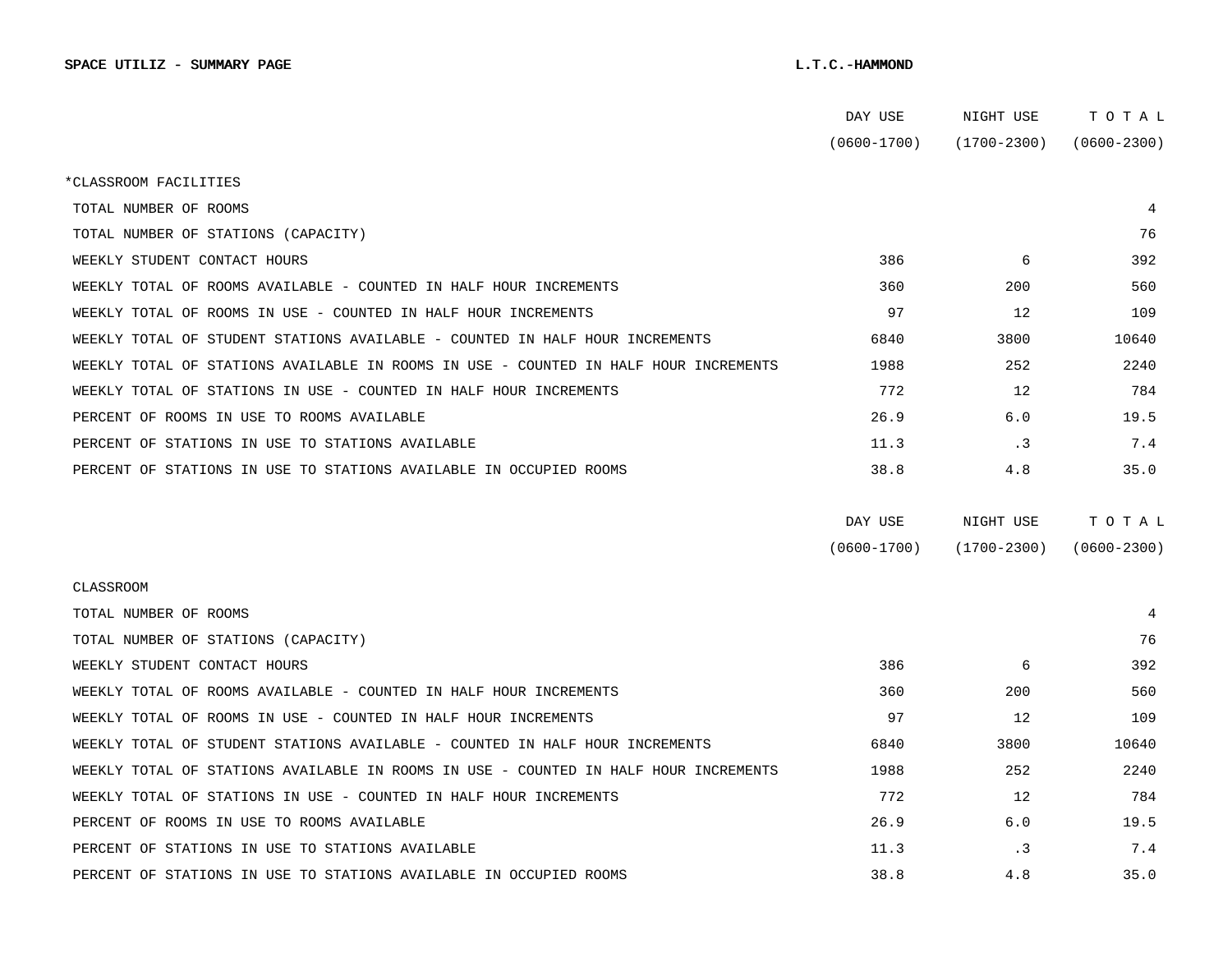**SPACE UTILIZ - SUMMARY PAGE** **L.T.C.-HAMMOND**

| | DAY USE (0600-1700) | NIGHT USE (1700-2300) | T O T A L (0600-2300) |
|---|---|---|---|
| *CLASSROOM FACILITIES | | | |
| TOTAL NUMBER OF ROOMS | | | 4 |
| TOTAL NUMBER OF STATIONS (CAPACITY) | | | 76 |
| WEEKLY STUDENT CONTACT HOURS | 386 | 6 | 392 |
| WEEKLY TOTAL OF ROOMS AVAILABLE - COUNTED IN HALF HOUR INCREMENTS | 360 | 200 | 560 |
| WEEKLY TOTAL OF ROOMS IN USE - COUNTED IN HALF HOUR INCREMENTS | 97 | 12 | 109 |
| WEEKLY TOTAL OF STUDENT STATIONS AVAILABLE - COUNTED IN HALF HOUR INCREMENTS | 6840 | 3800 | 10640 |
| WEEKLY TOTAL OF STATIONS AVAILABLE IN ROOMS IN USE - COUNTED IN HALF HOUR INCREMENTS | 1988 | 252 | 2240 |
| WEEKLY TOTAL OF STATIONS IN USE - COUNTED IN HALF HOUR INCREMENTS | 772 | 12 | 784 |
| PERCENT OF ROOMS IN USE TO ROOMS AVAILABLE | 26.9 | 6.0 | 19.5 |
| PERCENT OF STATIONS IN USE TO STATIONS AVAILABLE | 11.3 | .3 | 7.4 |
| PERCENT OF STATIONS IN USE TO STATIONS AVAILABLE IN OCCUPIED ROOMS | 38.8 | 4.8 | 35.0 |

| | DAY USE (0600-1700) | NIGHT USE (1700-2300) | T O T A L (0600-2300) |
|---|---|---|---|
| CLASSROOM | | | |
| TOTAL NUMBER OF ROOMS | | | 4 |
| TOTAL NUMBER OF STATIONS (CAPACITY) | | | 76 |
| WEEKLY STUDENT CONTACT HOURS | 386 | 6 | 392 |
| WEEKLY TOTAL OF ROOMS AVAILABLE - COUNTED IN HALF HOUR INCREMENTS | 360 | 200 | 560 |
| WEEKLY TOTAL OF ROOMS IN USE - COUNTED IN HALF HOUR INCREMENTS | 97 | 12 | 109 |
| WEEKLY TOTAL OF STUDENT STATIONS AVAILABLE - COUNTED IN HALF HOUR INCREMENTS | 6840 | 3800 | 10640 |
| WEEKLY TOTAL OF STATIONS AVAILABLE IN ROOMS IN USE - COUNTED IN HALF HOUR INCREMENTS | 1988 | 252 | 2240 |
| WEEKLY TOTAL OF STATIONS IN USE - COUNTED IN HALF HOUR INCREMENTS | 772 | 12 | 784 |
| PERCENT OF ROOMS IN USE TO ROOMS AVAILABLE | 26.9 | 6.0 | 19.5 |
| PERCENT OF STATIONS IN USE TO STATIONS AVAILABLE | 11.3 | .3 | 7.4 |
| PERCENT OF STATIONS IN USE TO STATIONS AVAILABLE IN OCCUPIED ROOMS | 38.8 | 4.8 | 35.0 |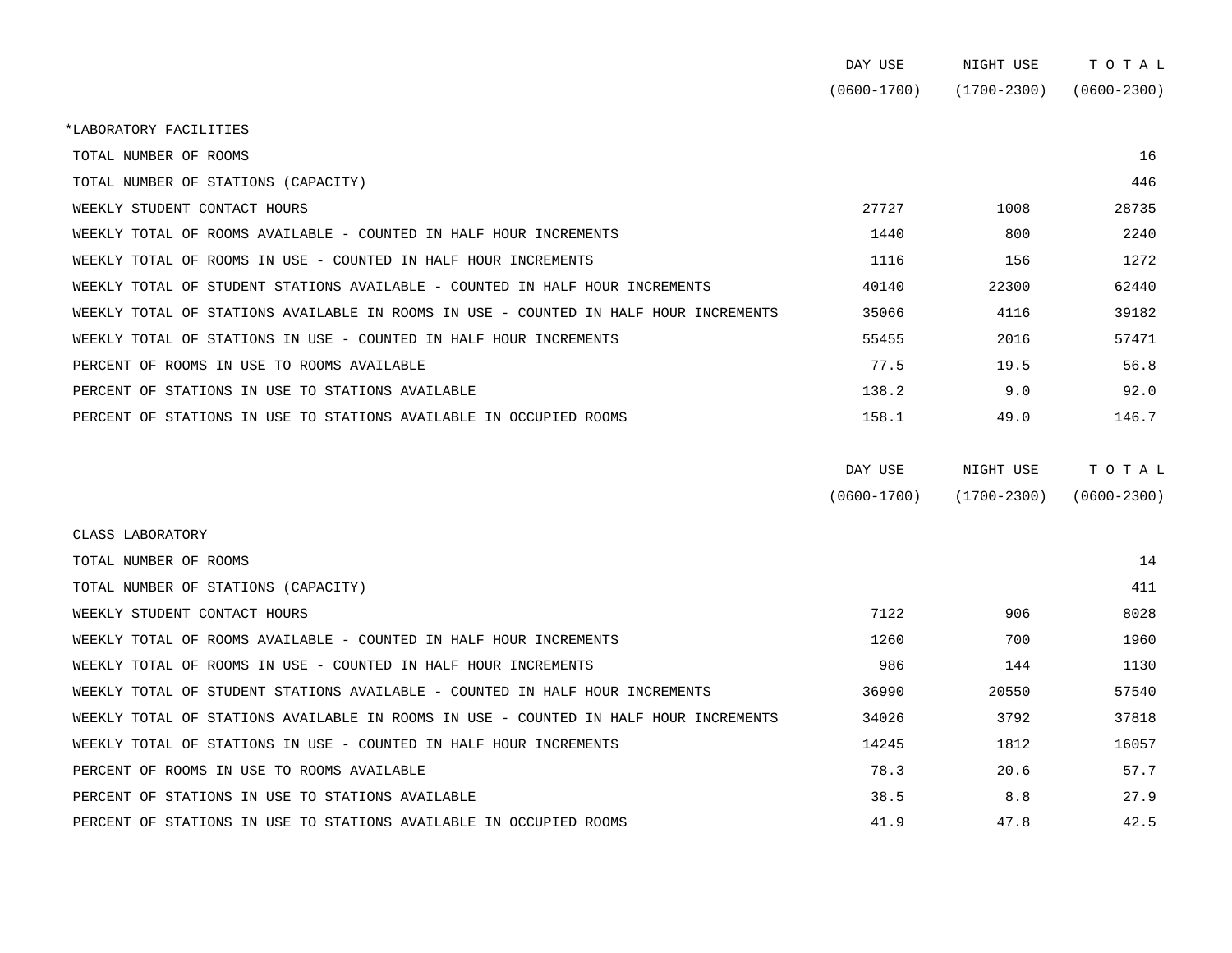| | DAY USE (0600-1700) | NIGHT USE (1700-2300) | T O T A L (0600-2300) |
|---|---|---|---|
| *LABORATORY FACILITIES | | | |
| TOTAL NUMBER OF ROOMS | | | 16 |
| TOTAL NUMBER OF STATIONS (CAPACITY) | | | 446 |
| WEEKLY STUDENT CONTACT HOURS | 27727 | 1008 | 28735 |
| WEEKLY TOTAL OF ROOMS AVAILABLE - COUNTED IN HALF HOUR INCREMENTS | 1440 | 800 | 2240 |
| WEEKLY TOTAL OF ROOMS IN USE - COUNTED IN HALF HOUR INCREMENTS | 1116 | 156 | 1272 |
| WEEKLY TOTAL OF STUDENT STATIONS AVAILABLE - COUNTED IN HALF HOUR INCREMENTS | 40140 | 22300 | 62440 |
| WEEKLY TOTAL OF STATIONS AVAILABLE IN ROOMS IN USE - COUNTED IN HALF HOUR INCREMENTS | 35066 | 4116 | 39182 |
| WEEKLY TOTAL OF STATIONS IN USE - COUNTED IN HALF HOUR INCREMENTS | 55455 | 2016 | 57471 |
| PERCENT OF ROOMS IN USE TO ROOMS AVAILABLE | 77.5 | 19.5 | 56.8 |
| PERCENT OF STATIONS IN USE TO STATIONS AVAILABLE | 138.2 | 9.0 | 92.0 |
| PERCENT OF STATIONS IN USE TO STATIONS AVAILABLE IN OCCUPIED ROOMS | 158.1 | 49.0 | 146.7 |

| | DAY USE (0600-1700) | NIGHT USE (1700-2300) | T O T A L (0600-2300) |
|---|---|---|---|
| CLASS LABORATORY | | | |
| TOTAL NUMBER OF ROOMS | | | 14 |
| TOTAL NUMBER OF STATIONS (CAPACITY) | | | 411 |
| WEEKLY STUDENT CONTACT HOURS | 7122 | 906 | 8028 |
| WEEKLY TOTAL OF ROOMS AVAILABLE - COUNTED IN HALF HOUR INCREMENTS | 1260 | 700 | 1960 |
| WEEKLY TOTAL OF ROOMS IN USE - COUNTED IN HALF HOUR INCREMENTS | 986 | 144 | 1130 |
| WEEKLY TOTAL OF STUDENT STATIONS AVAILABLE - COUNTED IN HALF HOUR INCREMENTS | 36990 | 20550 | 57540 |
| WEEKLY TOTAL OF STATIONS AVAILABLE IN ROOMS IN USE - COUNTED IN HALF HOUR INCREMENTS | 34026 | 3792 | 37818 |
| WEEKLY TOTAL OF STATIONS IN USE - COUNTED IN HALF HOUR INCREMENTS | 14245 | 1812 | 16057 |
| PERCENT OF ROOMS IN USE TO ROOMS AVAILABLE | 78.3 | 20.6 | 57.7 |
| PERCENT OF STATIONS IN USE TO STATIONS AVAILABLE | 38.5 | 8.8 | 27.9 |
| PERCENT OF STATIONS IN USE TO STATIONS AVAILABLE IN OCCUPIED ROOMS | 41.9 | 47.8 | 42.5 |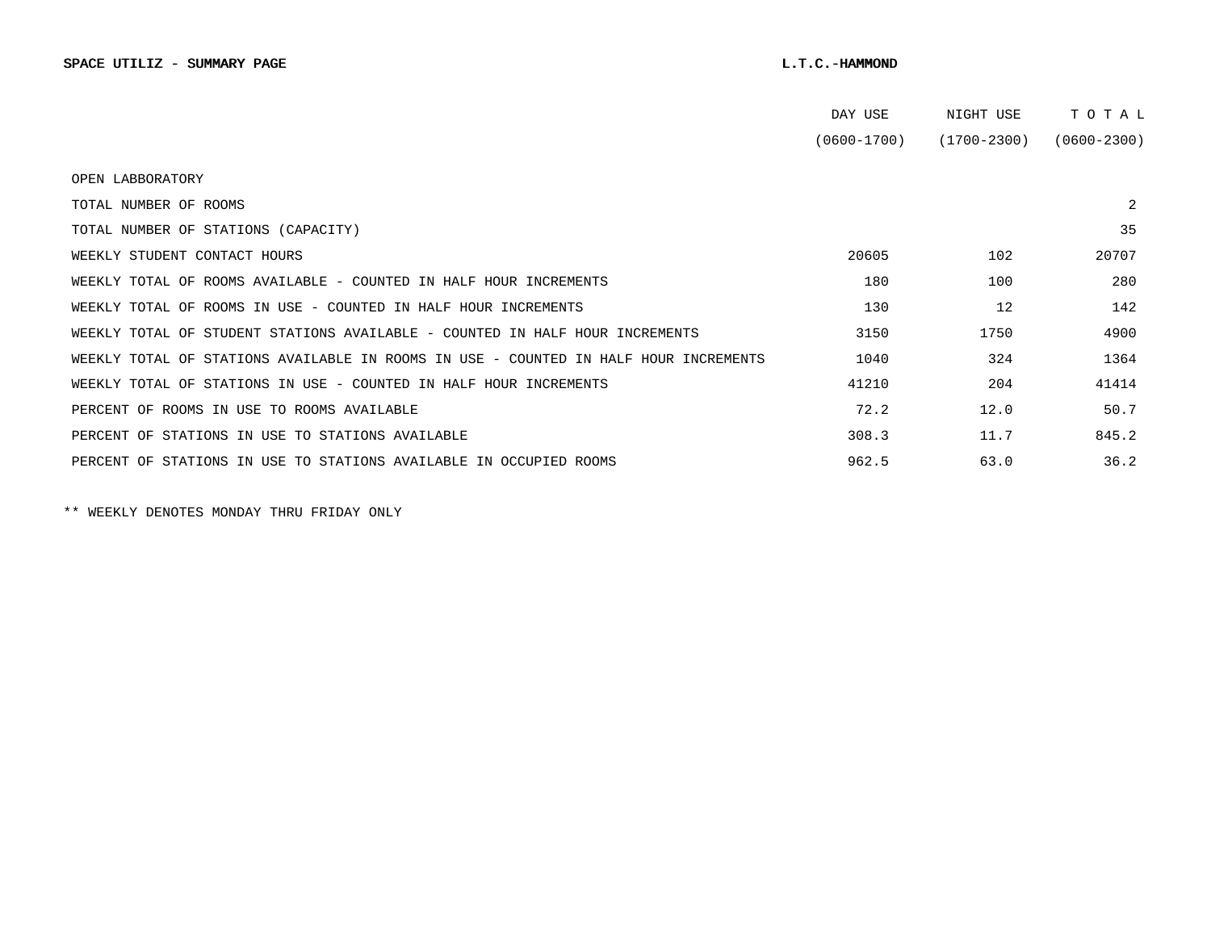**SPACE UTILIZ - SUMMARY PAGE** **L.T.C.-HAMMOND**

| | DAY USE (0600-1700) | NIGHT USE (1700-2300) | T O T A L (0600-2300) |
|---|---|---|---|
| OPEN LABBORATORY | | | |
| TOTAL NUMBER OF ROOMS | | | 2 |
| TOTAL NUMBER OF STATIONS (CAPACITY) | | | 35 |
| WEEKLY STUDENT CONTACT HOURS | 20605 | 102 | 20707 |
| WEEKLY TOTAL OF ROOMS AVAILABLE - COUNTED IN HALF HOUR INCREMENTS | 180 | 100 | 280 |
| WEEKLY TOTAL OF ROOMS IN USE - COUNTED IN HALF HOUR INCREMENTS | 130 | 12 | 142 |
| WEEKLY TOTAL OF STUDENT STATIONS AVAILABLE - COUNTED IN HALF HOUR INCREMENTS | 3150 | 1750 | 4900 |
| WEEKLY TOTAL OF STATIONS AVAILABLE IN ROOMS IN USE - COUNTED IN HALF HOUR INCREMENTS | 1040 | 324 | 1364 |
| WEEKLY TOTAL OF STATIONS IN USE - COUNTED IN HALF HOUR INCREMENTS | 41210 | 204 | 41414 |
| PERCENT OF ROOMS IN USE TO ROOMS AVAILABLE | 72.2 | 12.0 | 50.7 |
| PERCENT OF STATIONS IN USE TO STATIONS AVAILABLE | 308.3 | 11.7 | 845.2 |
| PERCENT OF STATIONS IN USE TO STATIONS AVAILABLE IN OCCUPIED ROOMS | 962.5 | 63.0 | 36.2 |

** WEEKLY DENOTES MONDAY THRU FRIDAY ONLY